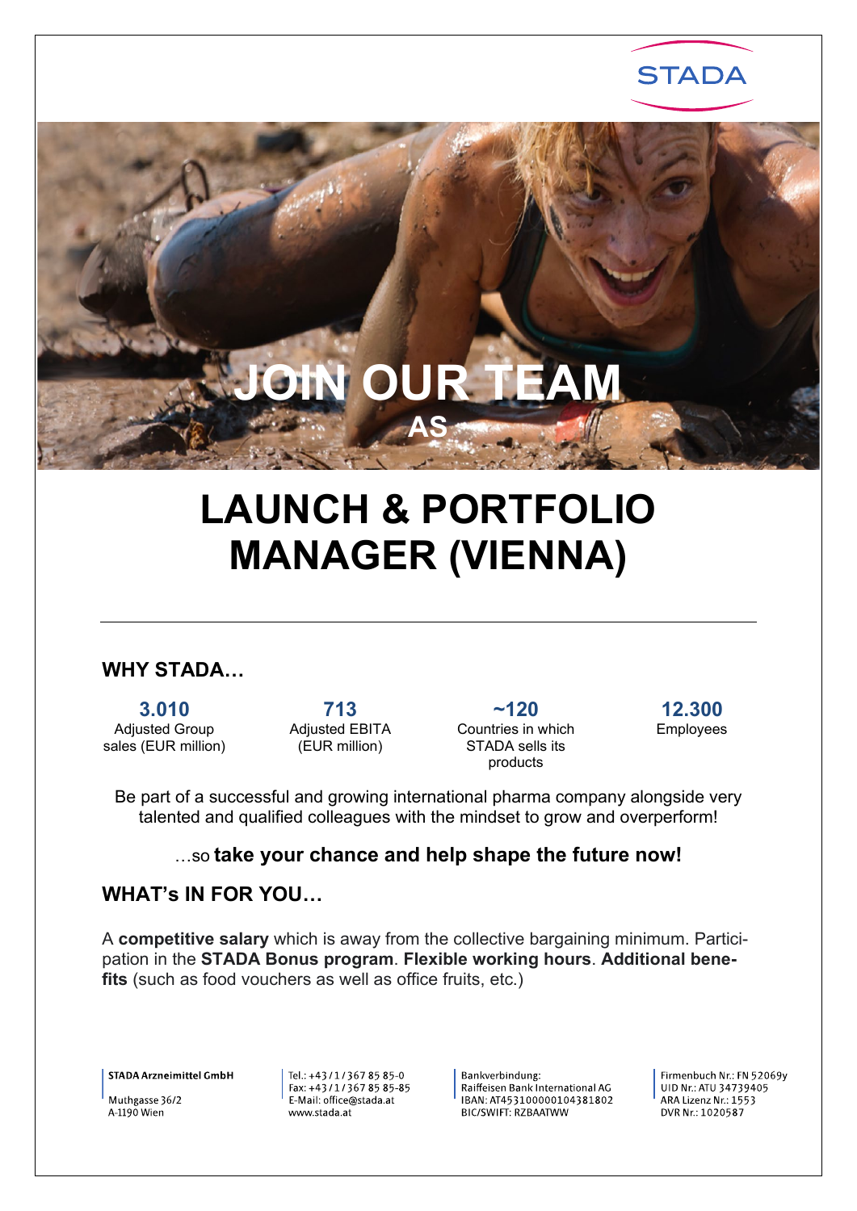STADA

JOIN OUR TEAM

AS

# LAUNCH & PORTFOLIO MANAGER (VIENNA)

---

## WHY STADA…

| **3.010** | **713** | **~120** | **12.300** |
|---|---|---|---|
| Adjusted Group sales (EUR million) | Adjusted EBITA (EUR million) | Countries in which STADA sells its products | Employees |

Be part of a successful and growing international pharma company alongside very talented and qualified colleagues with the mindset to grow and overperform!

…so **take your chance and help shape the future now!**

## WHAT's IN FOR YOU…

A **competitive salary** which is away from the collective bargaining minimum. Participation in the **STADA Bonus program**. **Flexible working hours**. **Additional benefits** (such as food vouchers as well as office fruits, etc.)

**STADA Arzneimittel GmbH**

Muthgasse 36/2
A-1190 Wien

Tel.: +43 / 1 / 367 85 85-0
Fax: +43 / 1 / 367 85 85-85
E-Mail: office@stada.at
www.stada.at

Bankverbindung:
Raiffeisen Bank International AG
IBAN: AT453100000104381802
BIC/SWIFT: RZBAATWW

Firmenbuch Nr.: FN 52069y
UID Nr.: ATU 34739405
ARA Lizenz Nr.: 1553
DVR Nr.: 1020587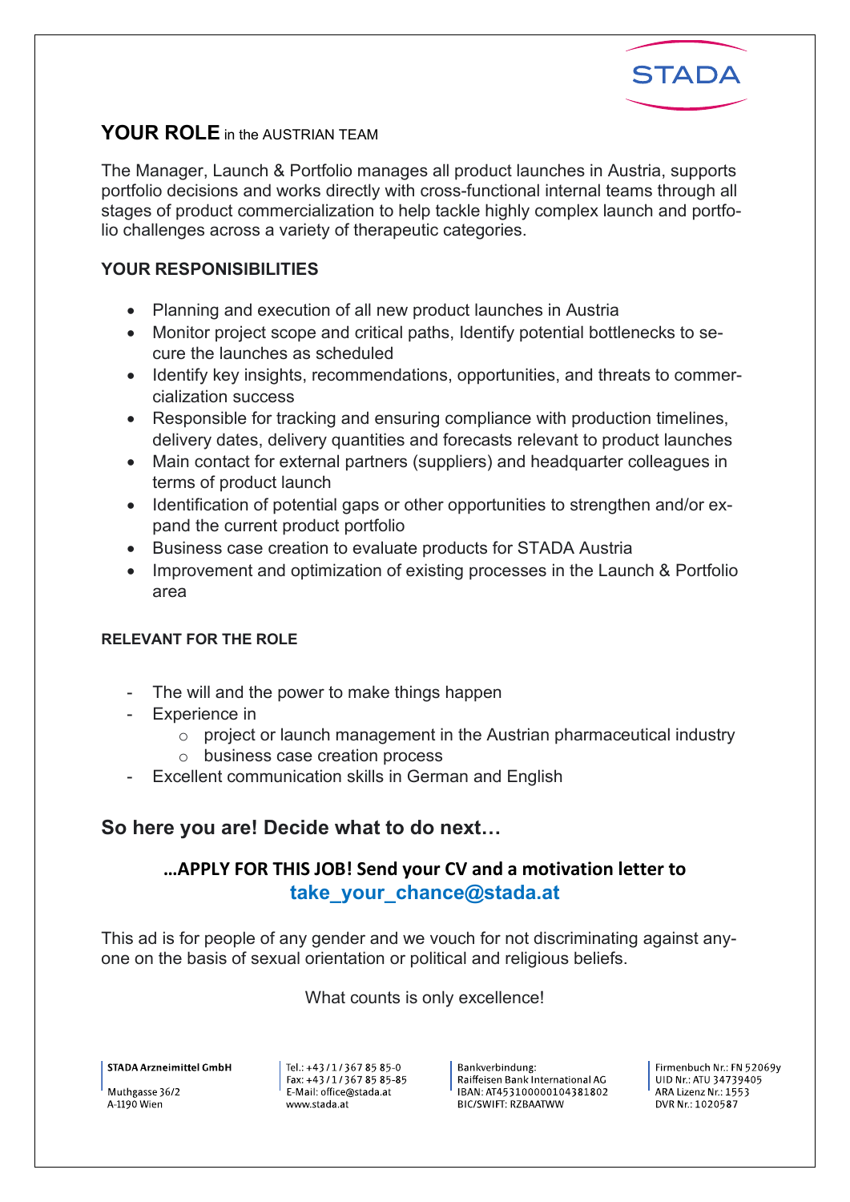## YOUR ROLE in the AUSTRIAN TEAM

The Manager, Launch & Portfolio manages all product launches in Austria, supports portfolio decisions and works directly with cross-functional internal teams through all stages of product commercialization to help tackle highly complex launch and portfolio challenges across a variety of therapeutic categories.

### YOUR RESPONISIBILITIES

- Planning and execution of all new product launches in Austria
- Monitor project scope and critical paths, Identify potential bottlenecks to secure the launches as scheduled
- Identify key insights, recommendations, opportunities, and threats to commercialization success
- Responsible for tracking and ensuring compliance with production timelines, delivery dates, delivery quantities and forecasts relevant to product launches
- Main contact for external partners (suppliers) and headquarter colleagues in terms of product launch
- Identification of potential gaps or other opportunities to strengthen and/or expand the current product portfolio
- Business case creation to evaluate products for STADA Austria
- Improvement and optimization of existing processes in the Launch & Portfolio area

#### RELEVANT FOR THE ROLE

- The will and the power to make things happen
- Experience in
  - project or launch management in the Austrian pharmaceutical industry
  - business case creation process
- Excellent communication skills in German and English

## So here you are! Decide what to do next…

**…APPLY FOR THIS JOB! Send your CV and a motivation letter to**
**take_your_chance@stada.at**

This ad is for people of any gender and we vouch for not discriminating against anyone on the basis of sexual orientation or political and religious beliefs.

What counts is only excellence!

**STADA Arzneimittel GmbH**
Muthgasse 36/2
A-1190 Wien

Tel.: +43 / 1 / 367 85 85-0
Fax: +43 / 1 / 367 85 85-85
E-Mail: office@stada.at
www.stada.at

Bankverbindung:
Raiffeisen Bank International AG
IBAN: AT453100000104381802
BIC/SWIFT: RZBAATWW

Firmenbuch Nr.: FN 52069y
UID Nr.: ATU 34739405
ARA Lizenz Nr.: 1553
DVR Nr.: 1020587